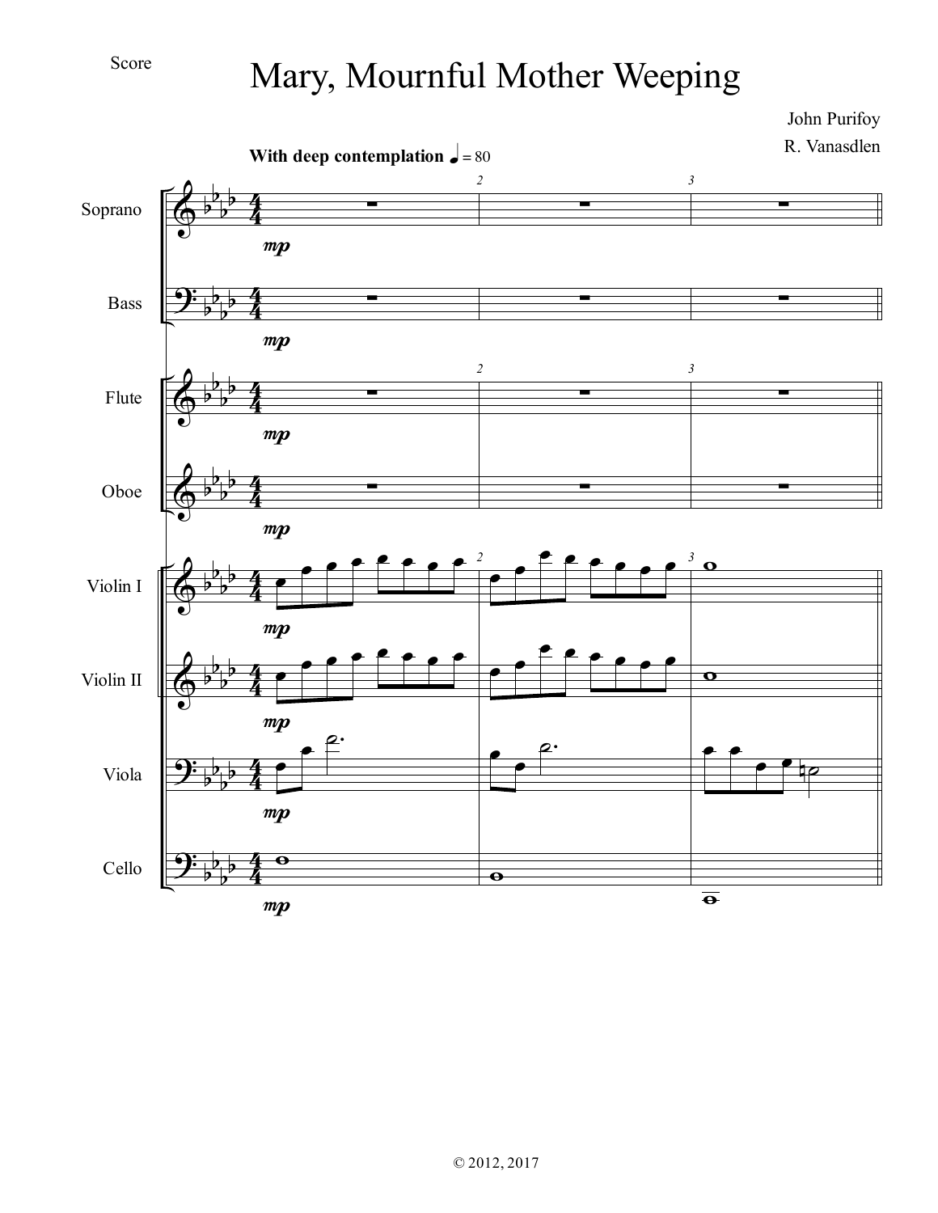Score

# Mary, Mournful Mother Weeping

John Purifoy

R. Vanasdlen

**With deep contemplation** ♩ = 80

Soprano

Bass

Flute

Oboe

Violin I

Violin II

Viola

Cello

© 2012, 2017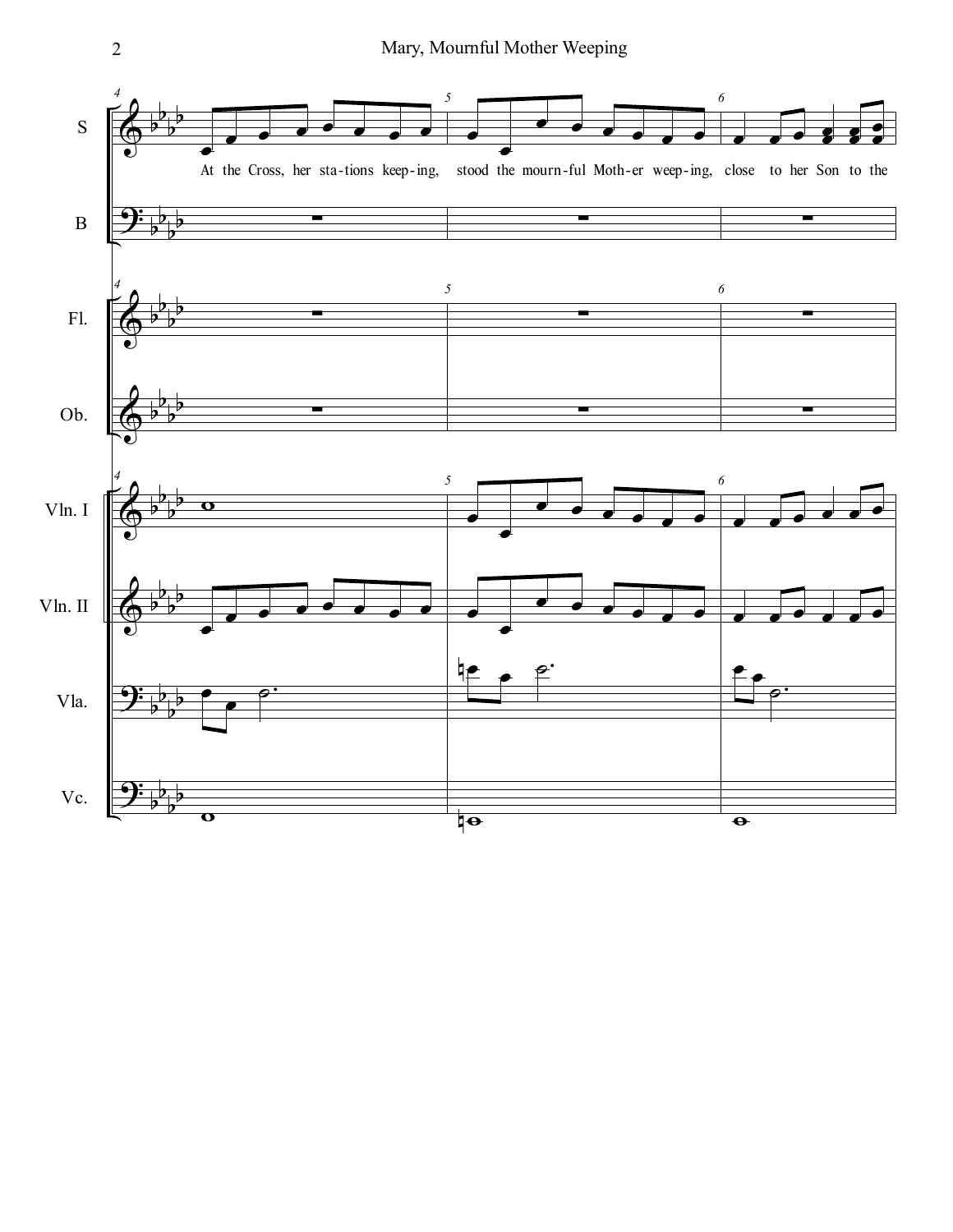At the Cross, her sta-tions keep-ing, stood the mourn-ful Moth-er weep-ing, close to her Son to the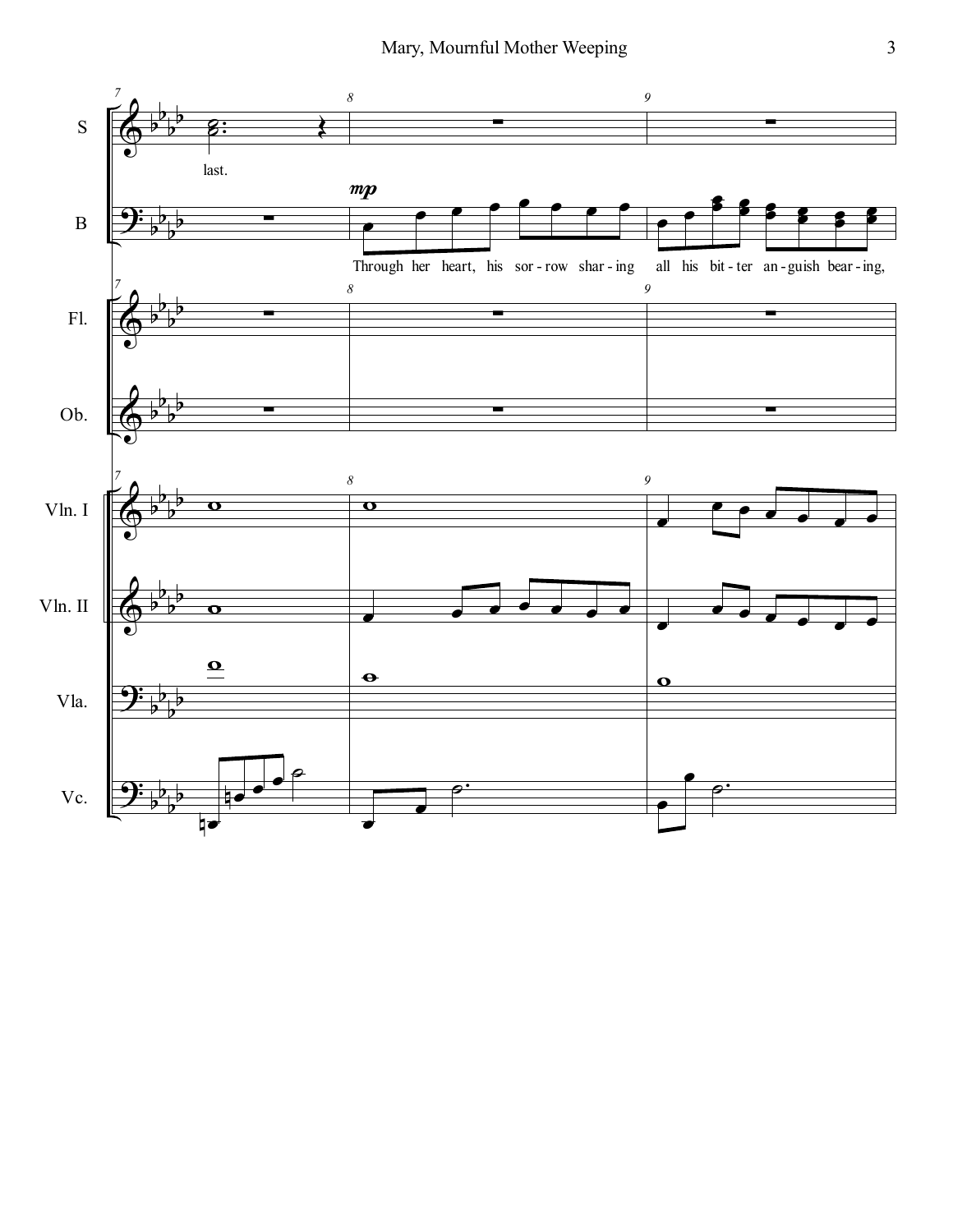S: last.

B: *mp* Through her heart, his sor - row shar - ing all his bit - ter an - guish bear - ing,

Fl.

Ob.

Vln. I

Vln. II

Vla.

Vc.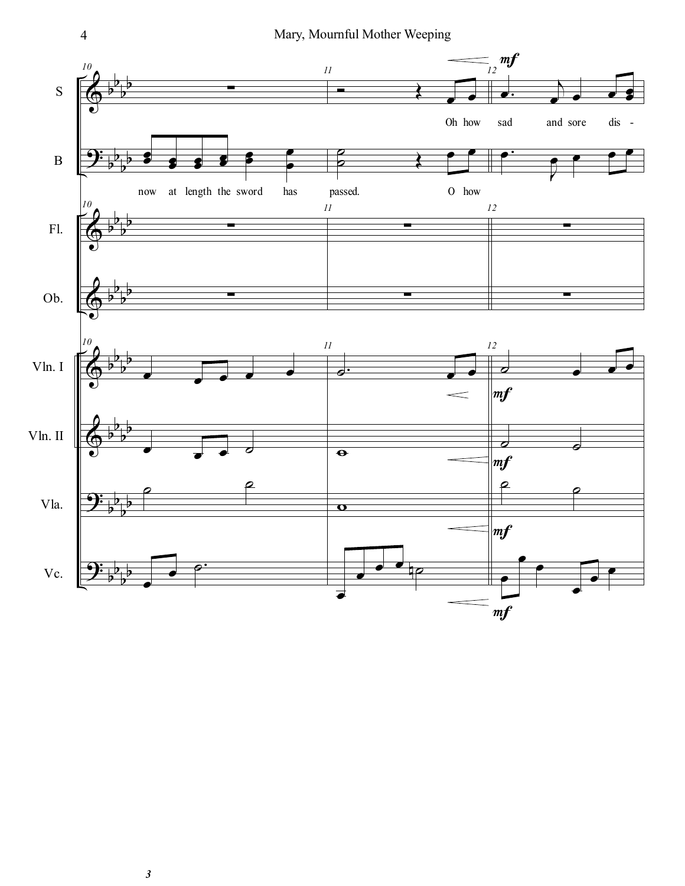S: Oh how sad and sore dis -

B: now at length the sword has passed. O how

Fl.

Ob.

Vln. I

Vln. II

Vla.

Vc.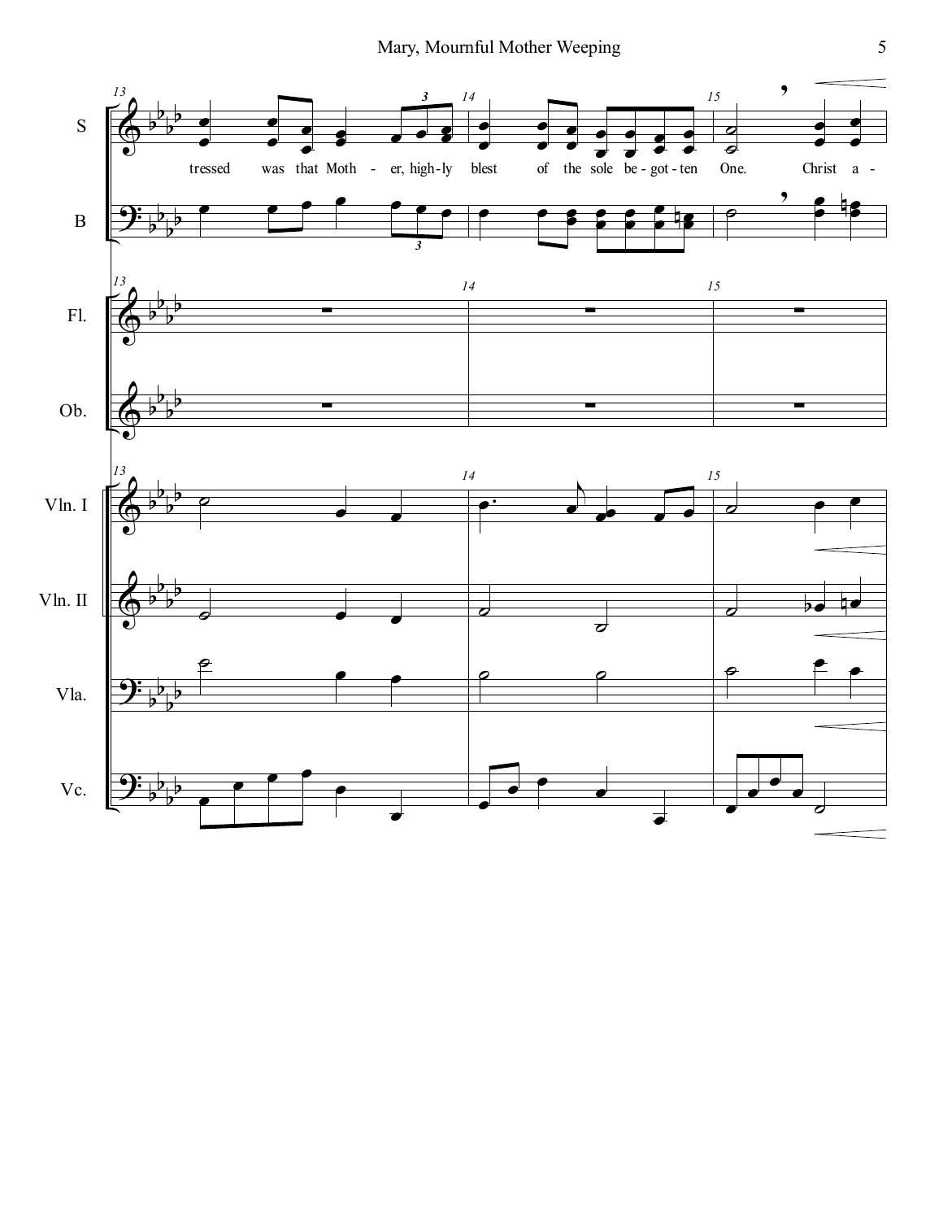S: tressed was that Moth - er, high - ly blest of the sole be - got - ten One. Christ a -

B

Fl.

Ob.

Vln. I

Vln. II

Vla.

Vc.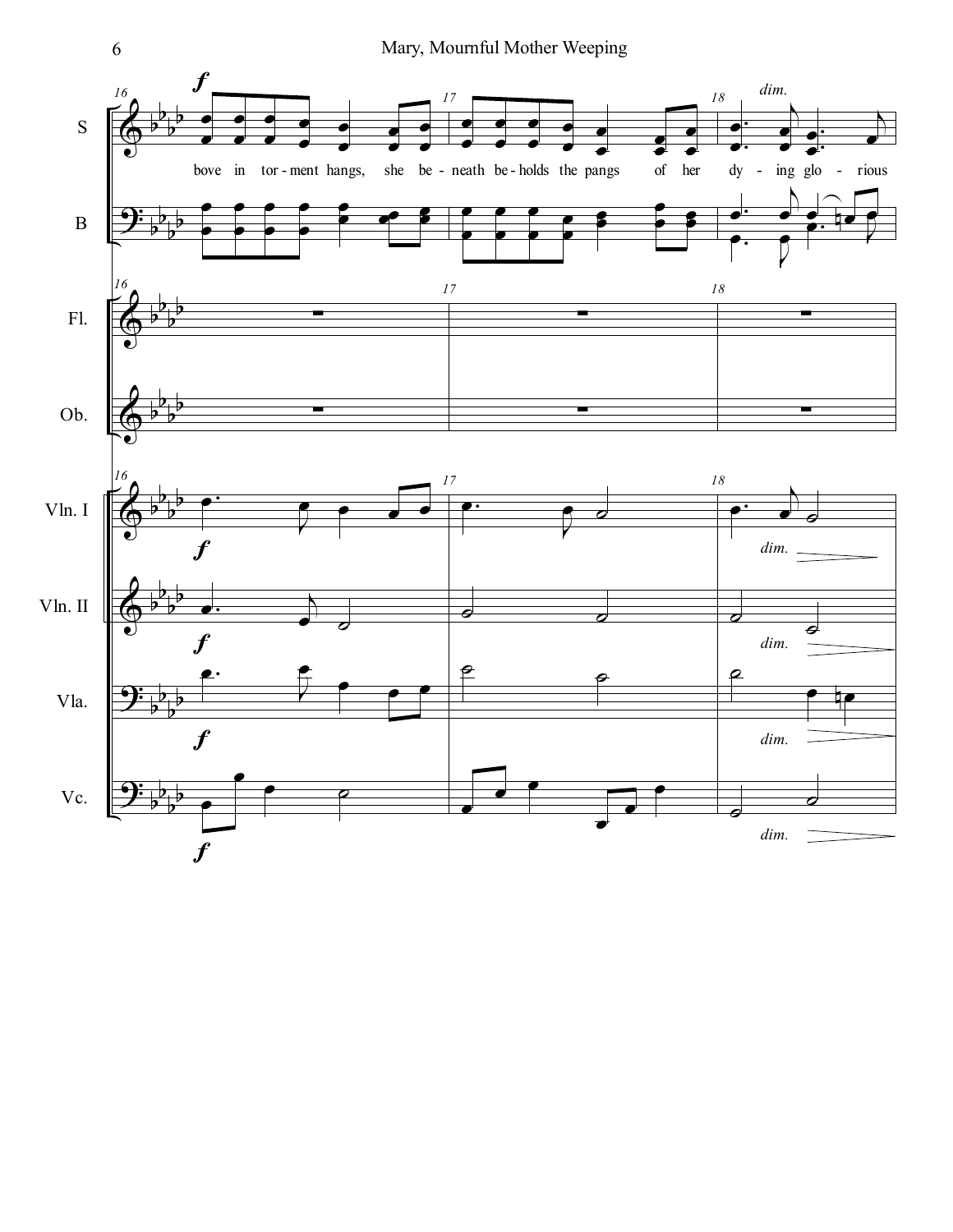bove in tor - ment hangs, she be - neath be - holds the pangs of her dy - ing glo - rious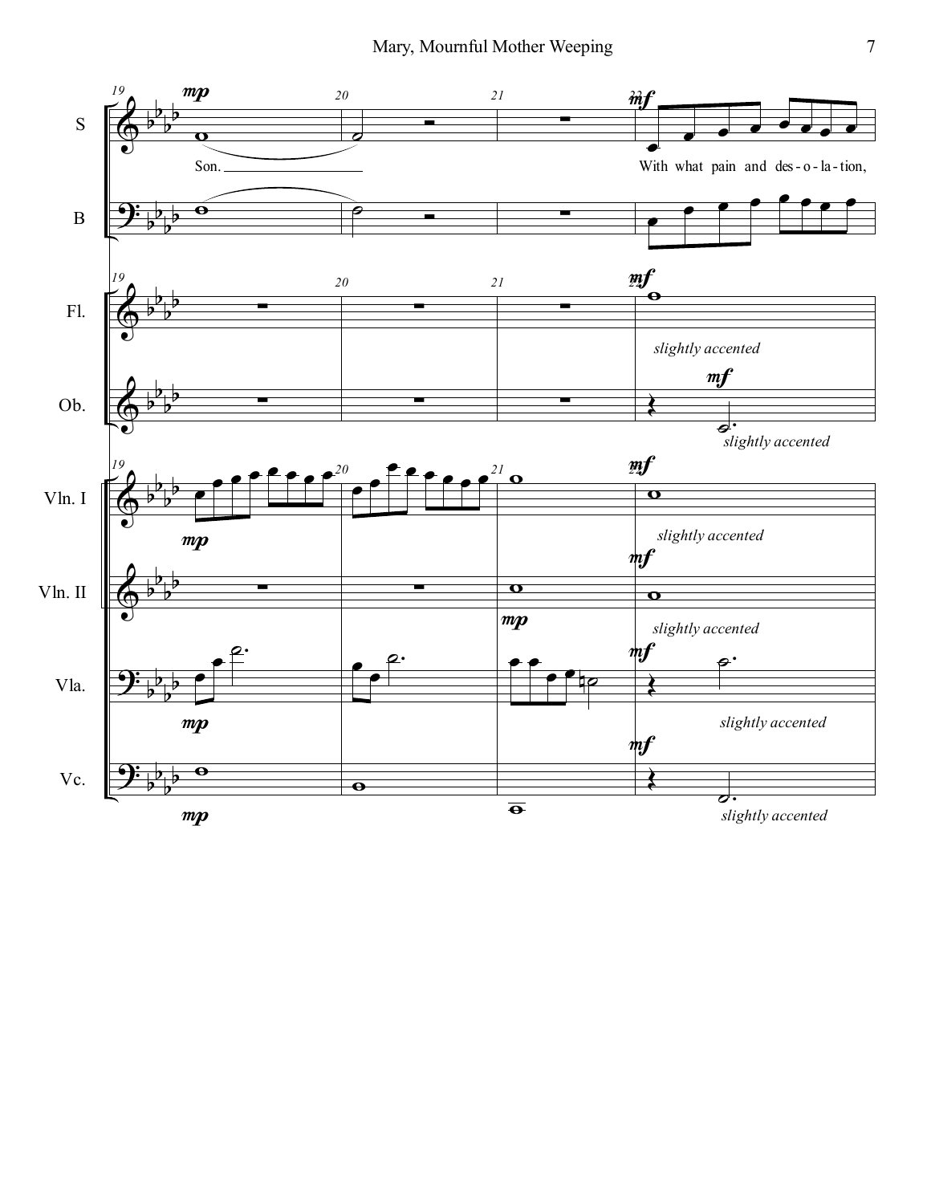S: Son. — With what pain and des - o - la - tion,

B

Fl. — *slightly accented*

Ob. — *slightly accented*

Vln. I — *slightly accented*

Vln. II — *slightly accented*

Vla. — *slightly accented*

Vc. — *slightly accented*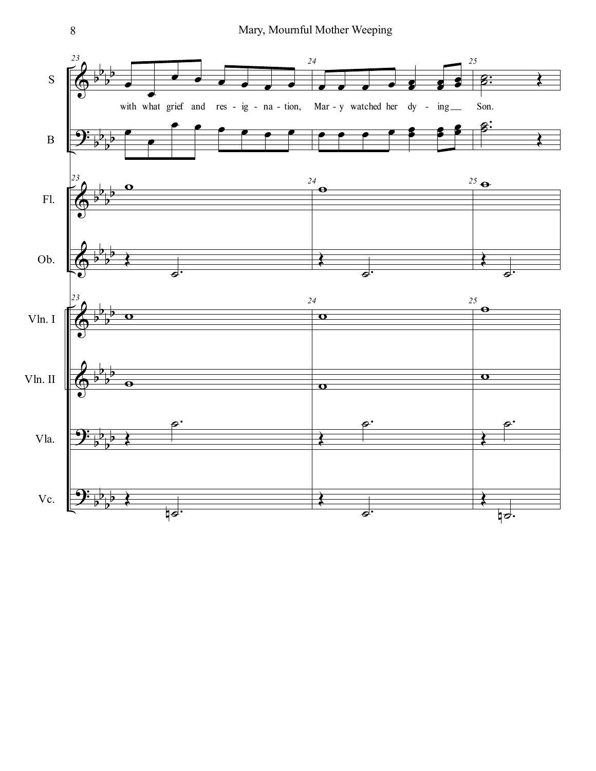with what grief and res - ig - na - tion, Mar - y watched her dy - ing Son.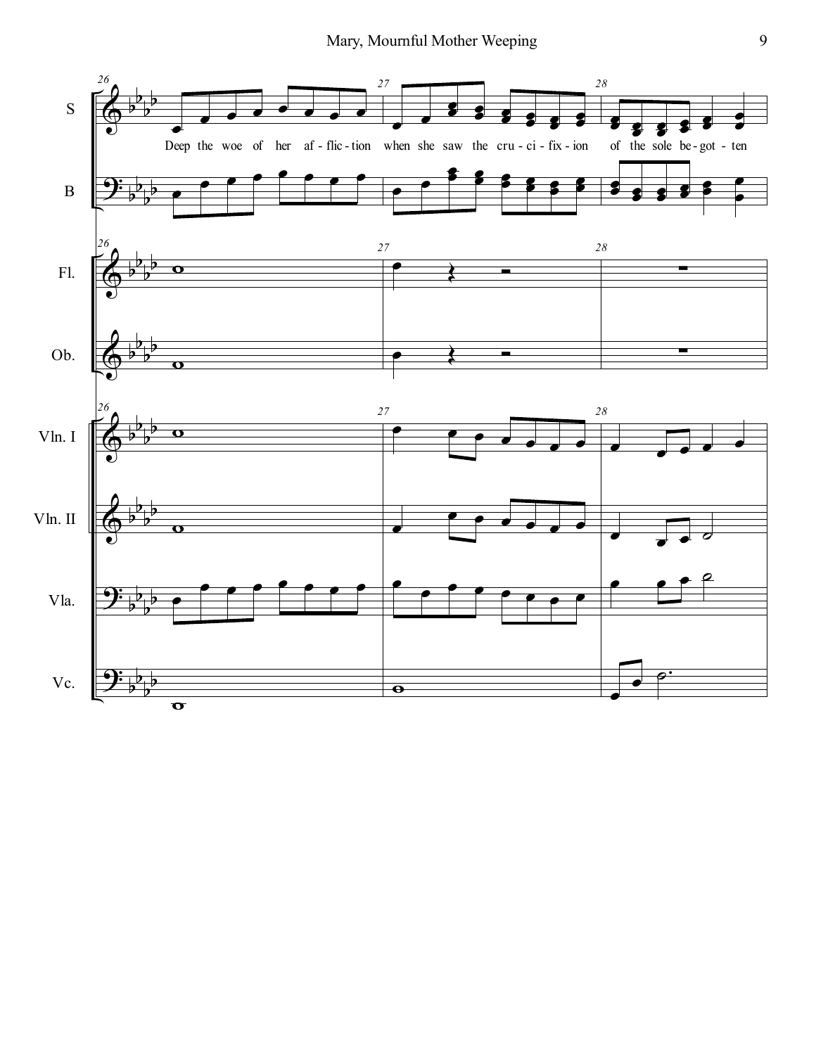S

Deep the woe of her af - flic - tion when she saw the cru - ci - fix - ion of the sole be - got - ten

B

Fl.

Ob.

Vln. I

Vln. II

Vla.

Vc.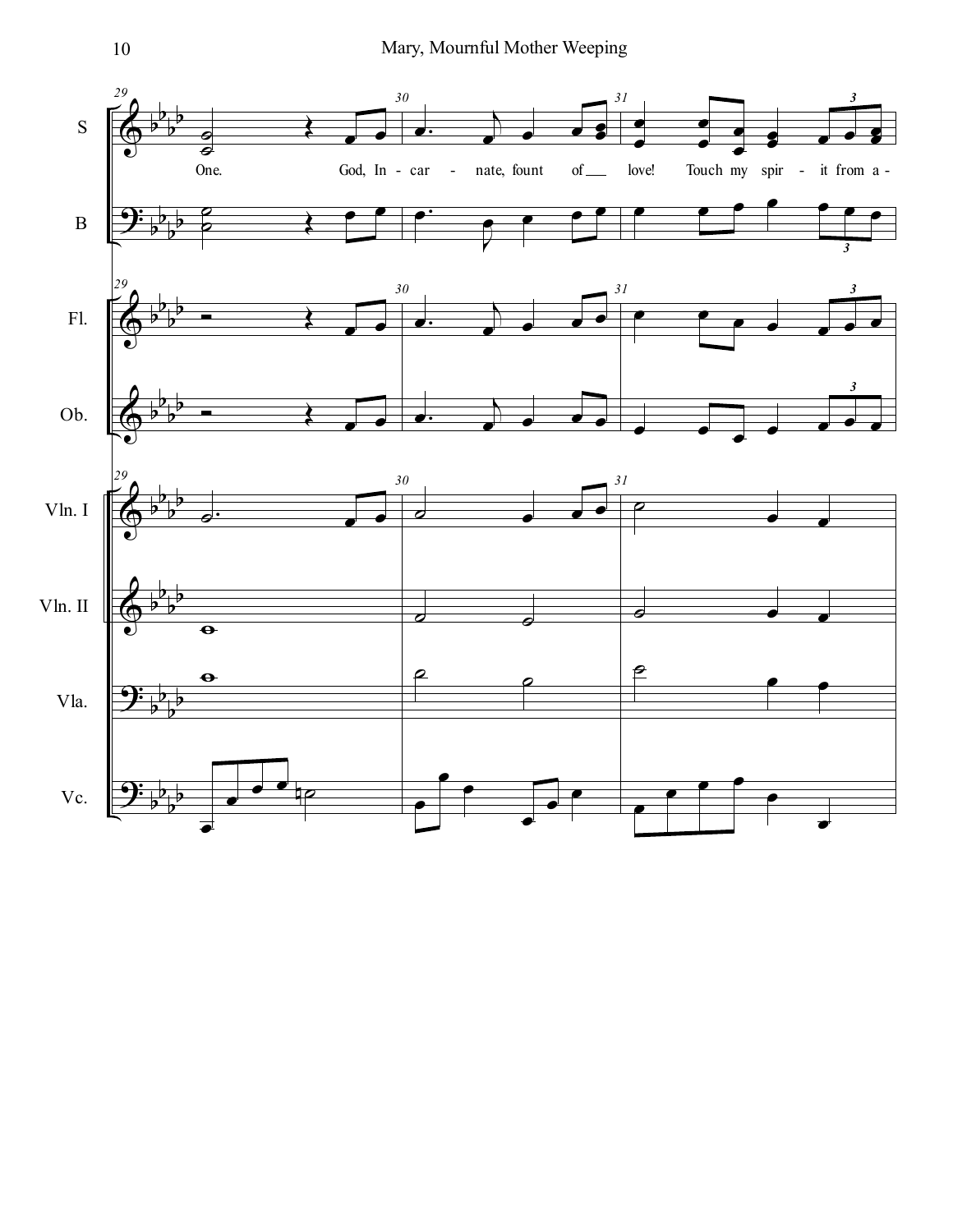One. God, In - car - nate, fount of love! Touch my spir - it from a -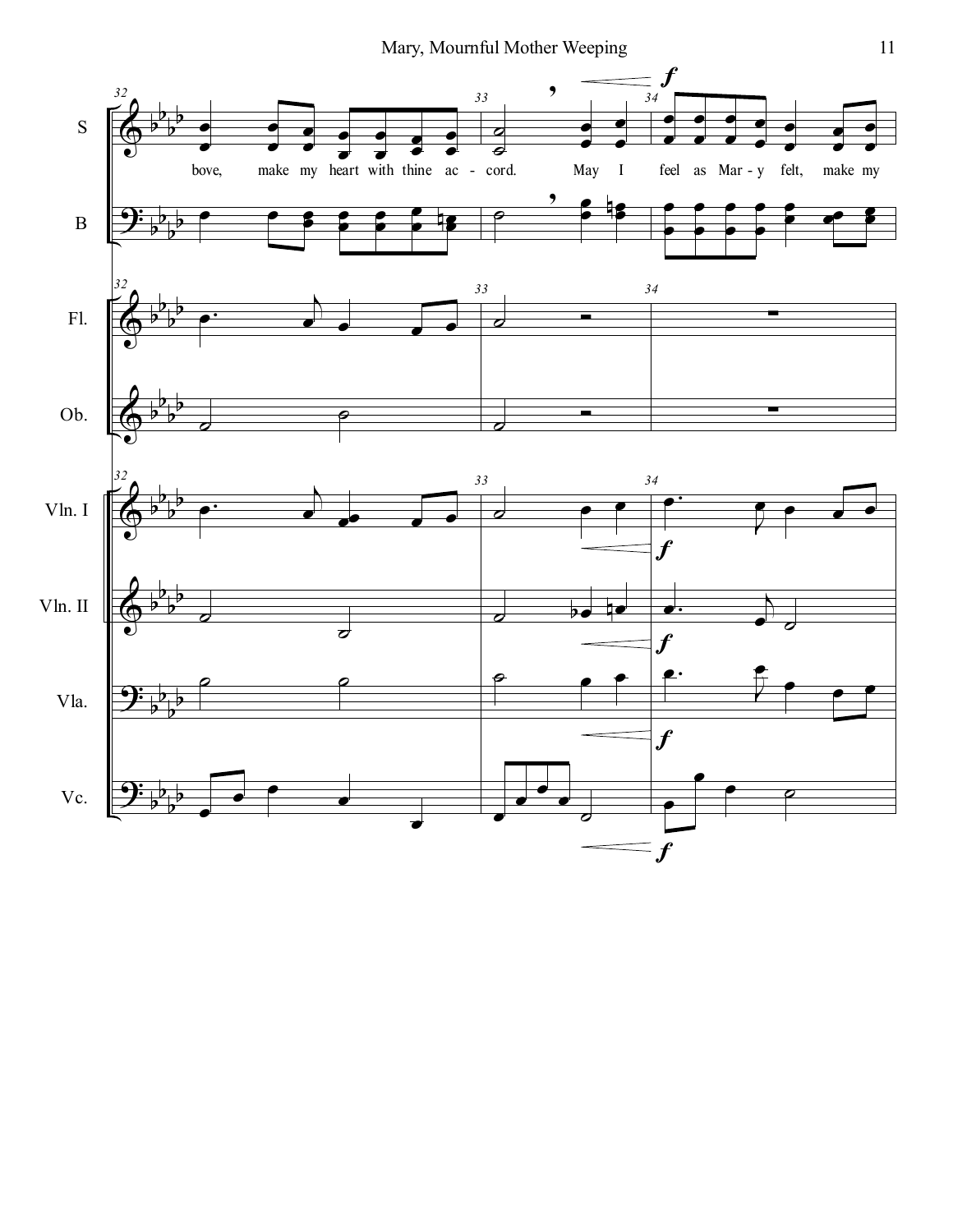bove, make my heart with thine ac - cord. May I feel as Mar - y felt, make my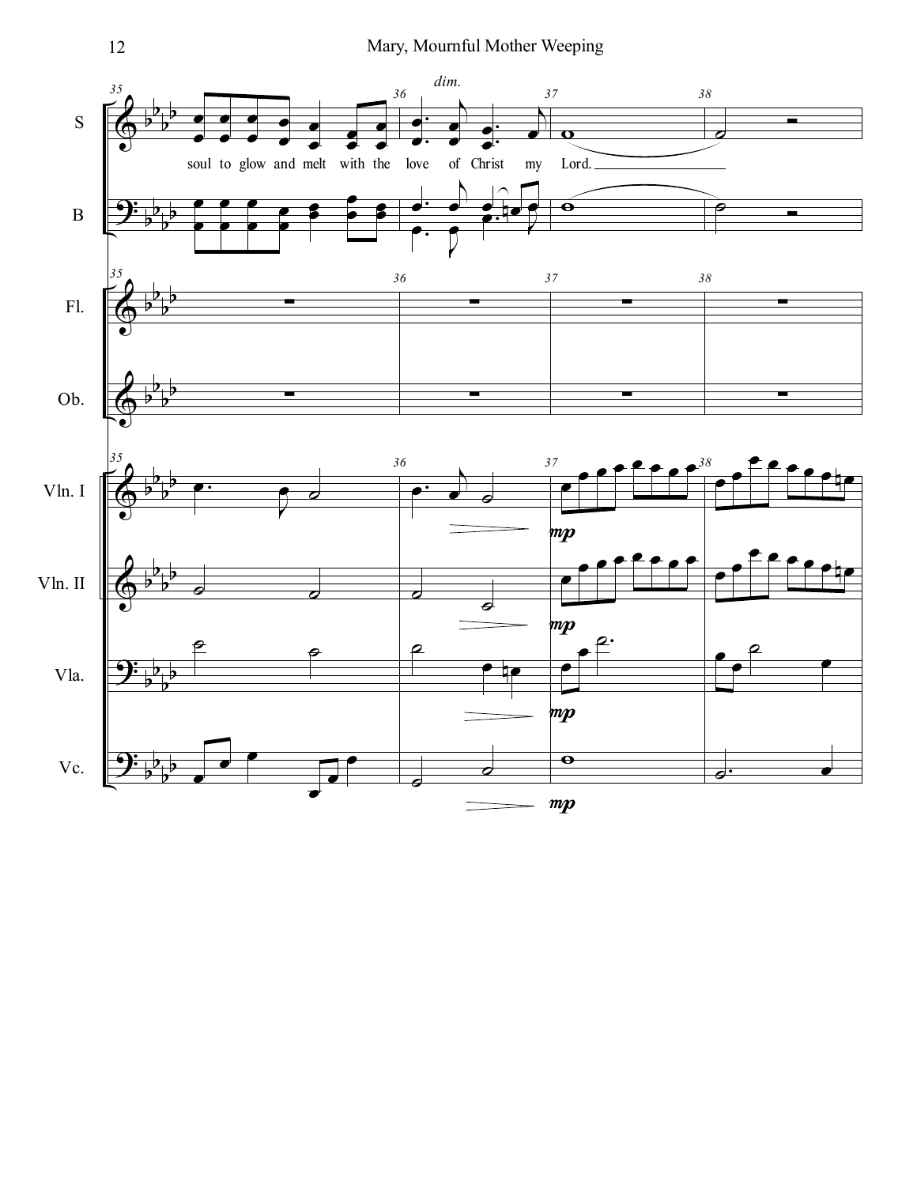soul to glow and melt with the love of Christ my Lord.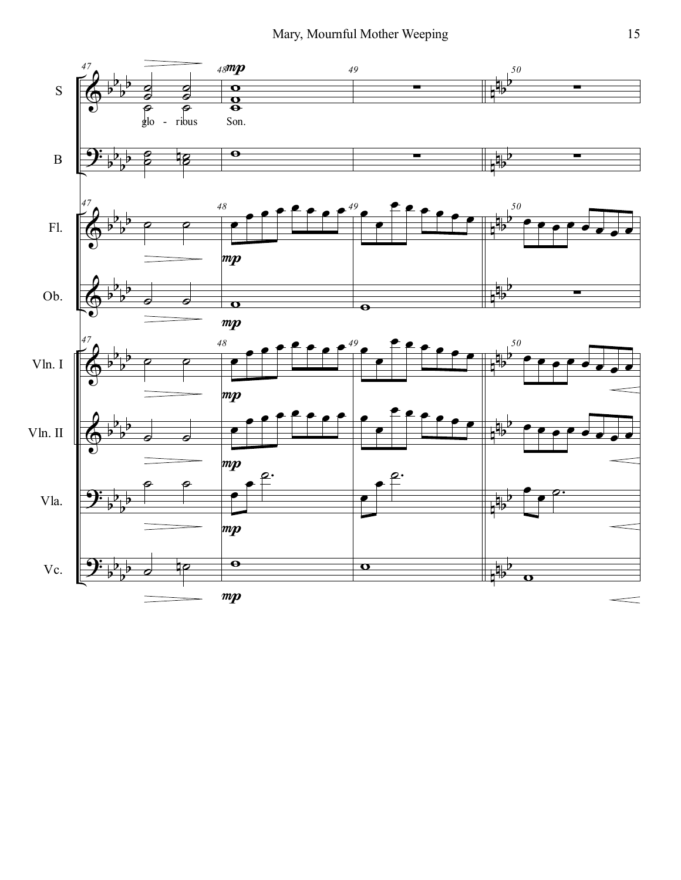S

B

glo - rious Son.

Fl.

Ob.

Vln. I

Vln. II

Vla.

Vc.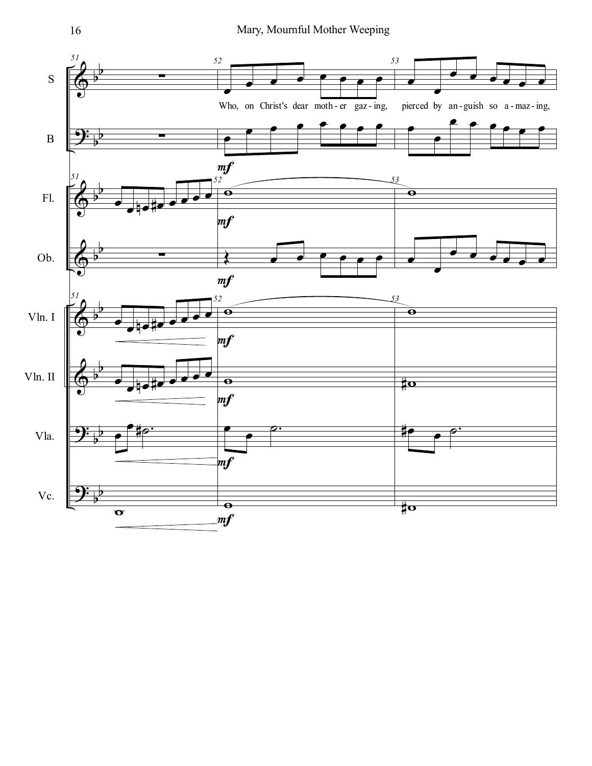Who, on Christ's dear moth - er gaz - ing, pierced by an - guish so a - maz - ing,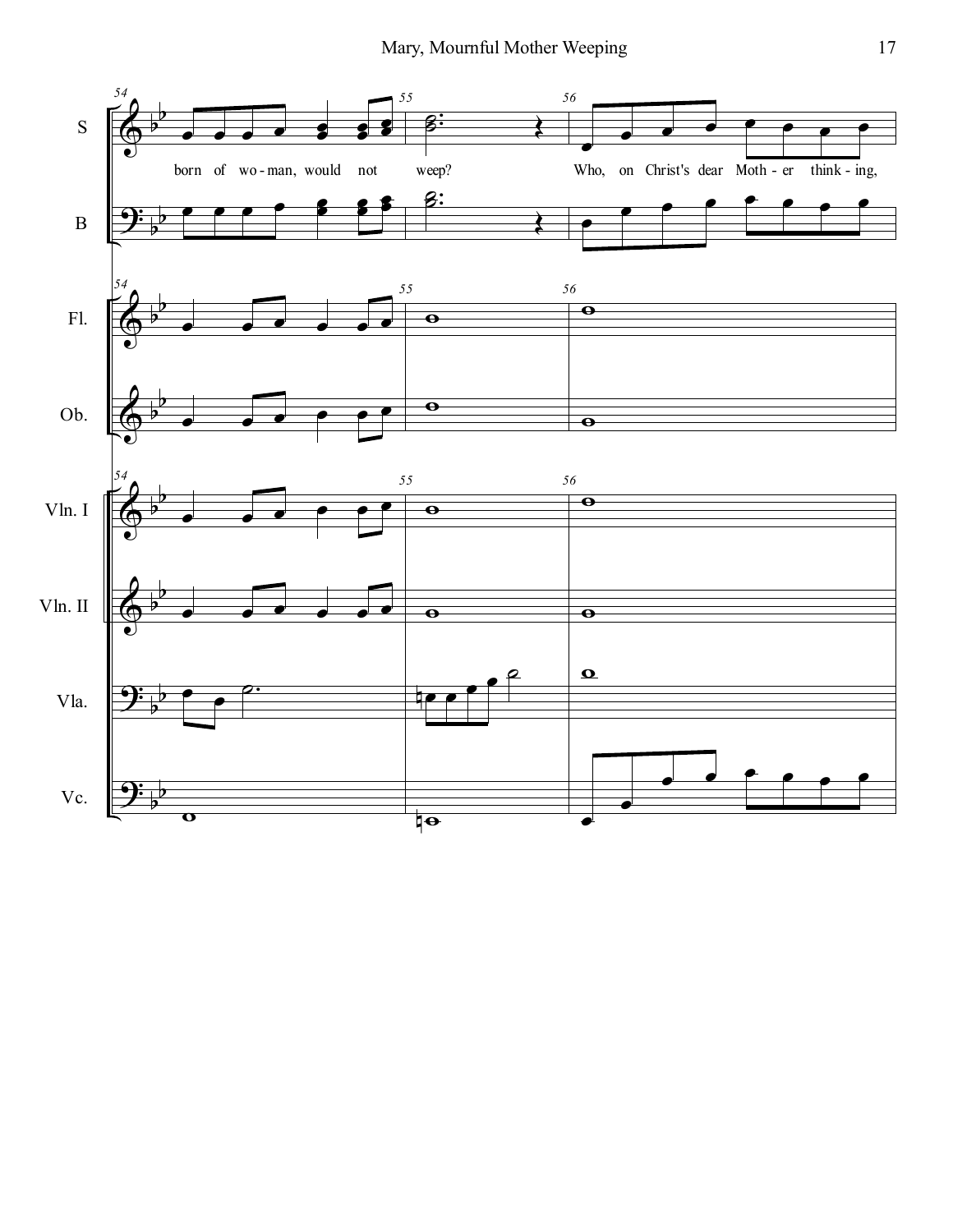S: born of wo - man, would not weep? Who, on Christ's dear Moth - er think - ing,

B

Fl.

Ob.

Vln. I

Vln. II

Vla.

Vc.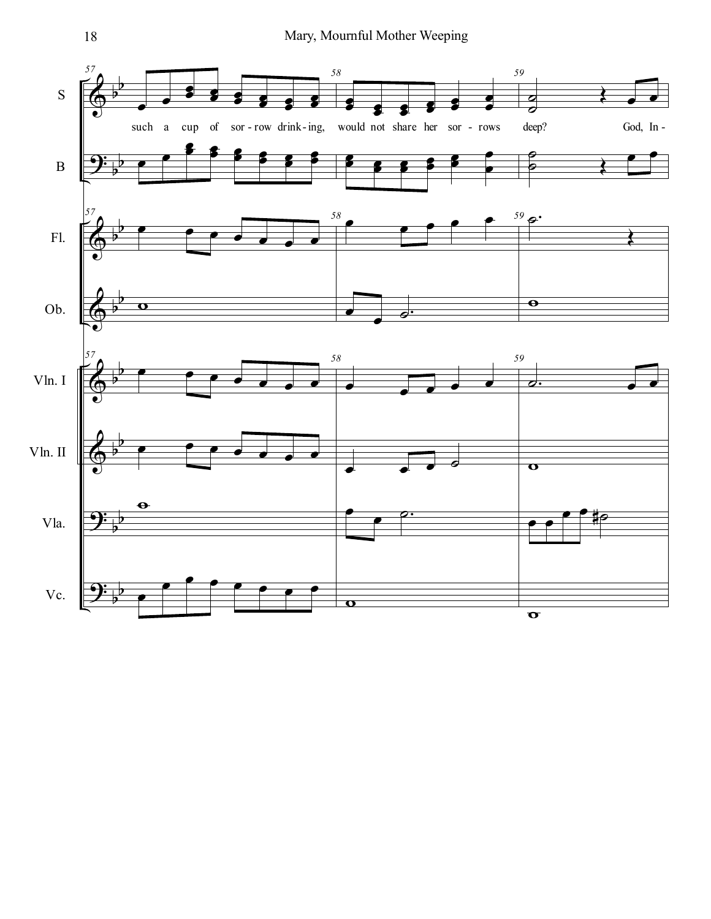such a cup of sor - row drink - ing, would not share her sor - rows deep? God, In -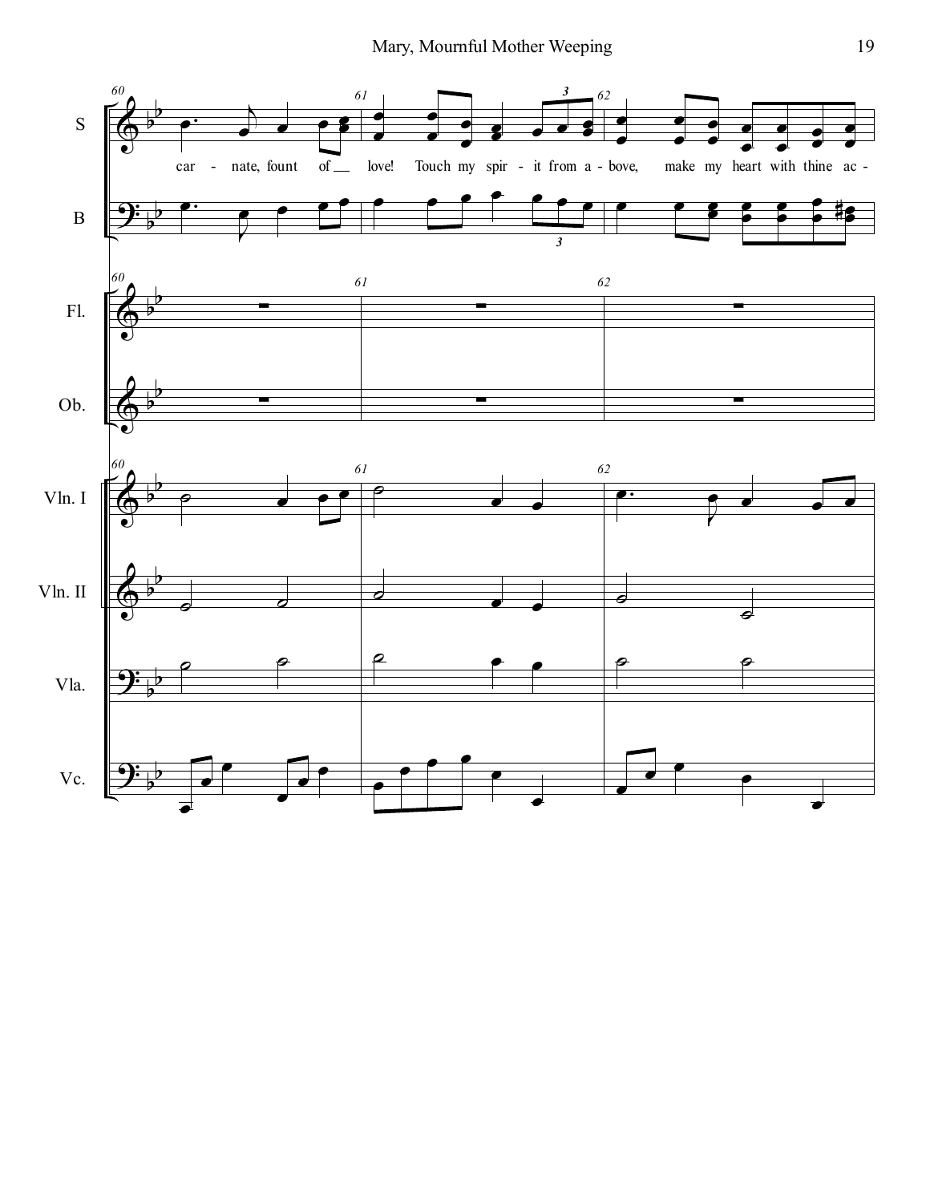car - nate, fount of love! Touch my spir - it from a - bove, make my heart with thine ac -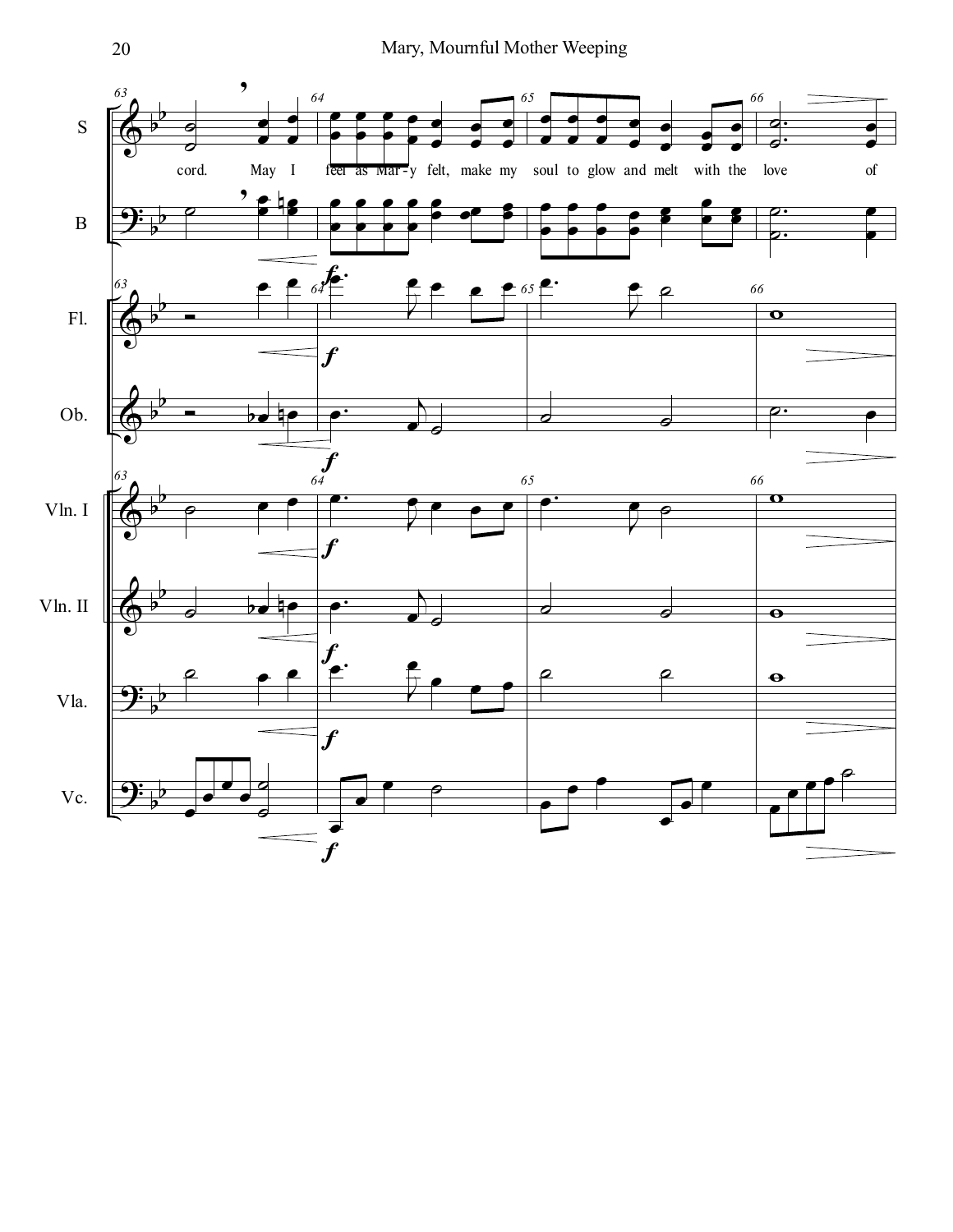cord. May I feel as Mar-y felt, make my soul to glow and melt with the love of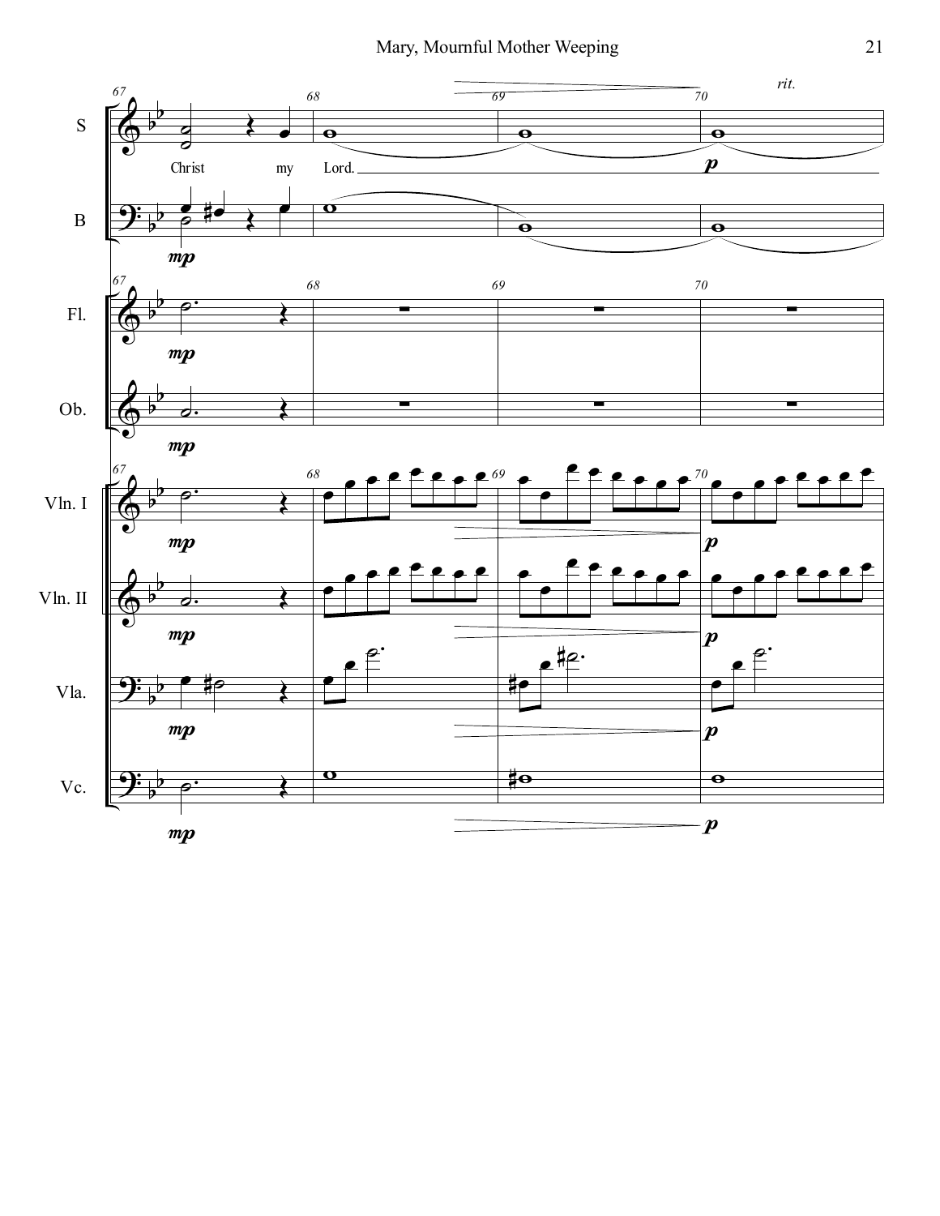S

B

Fl.

Ob.

Vln. I

Vln. II

Vla.

Vc.

*rit.*

Christ my Lord.